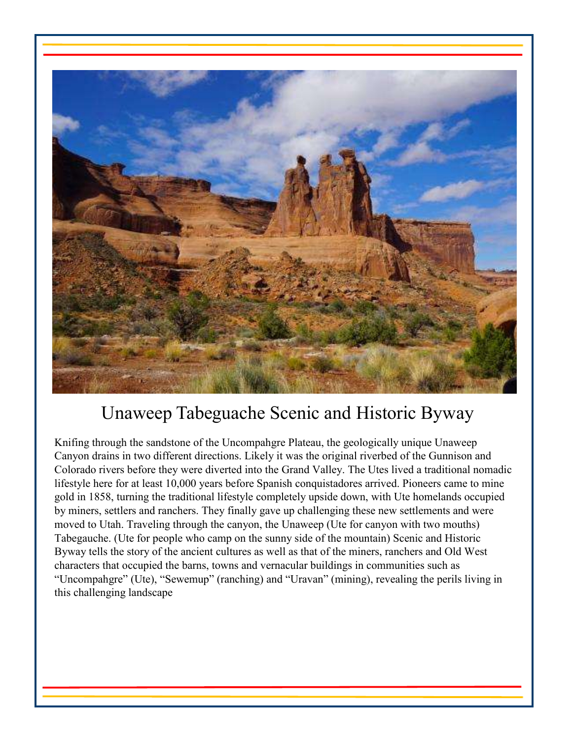# Unaweep Tabeguache Scenic and Historic Byway

Knifing through the sandstone of the Uncompahgre Plateau, the geologically unique Unaweep Canyon drains in two different directions. Likely it was the original riverbed of the Gunnison and Colorado rivers before they were diverted into the Grand Valley. The Utes lived a traditional nomadic lifestyle here for at least 10,000 years before Spanish conquistadores arrived. Pioneers came to mine gold in 1858, turning the traditional lifestyle completely upside down, with Ute homelands occupied by miners, settlers and ranchers. They finally gave up challenging these new settlements and were moved to Utah. Traveling through the canyon, the Unaweep (Ute for canyon with two mouths) Tabegauche. (Ute for people who camp on the sunny side of the mountain) Scenic and Historic Byway tells the story of the ancient cultures as well as that of the miners, ranchers and Old West characters that occupied the barns, towns and vernacular buildings in communities such as "Uncompahgre" (Ute), "Sewemup" (ranching) and "Uravan" (mining), revealing the perils living in this challenging landscape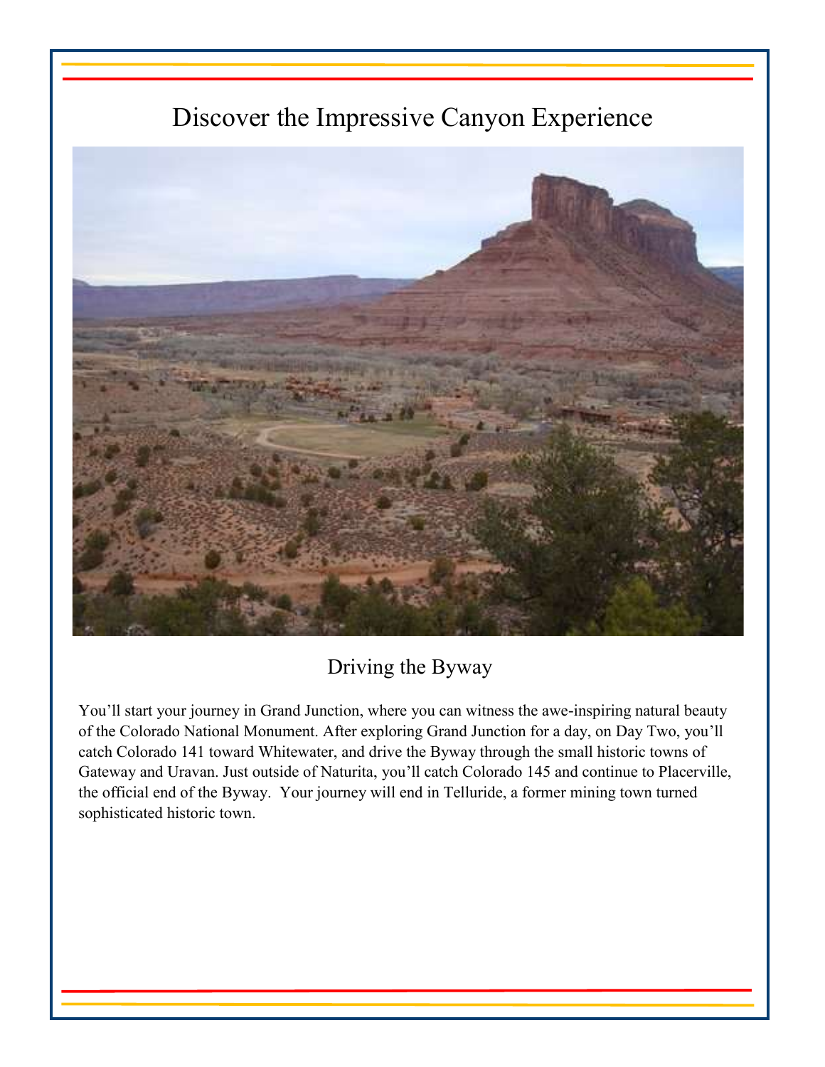# Discover the Impressive Canyon Experience

## Driving the Byway

You'll start your journey in Grand Junction, where you can witness the awe-inspiring natural beauty of the Colorado National Monument. After exploring Grand Junction for a day, on Day Two, you'll catch Colorado 141 toward Whitewater, and drive the Byway through the small historic towns of Gateway and Uravan. Just outside of Naturita, you'll catch Colorado 145 and continue to Placerville, the official end of the Byway. Your journey will end in Telluride, a former mining town turned sophisticated historic town.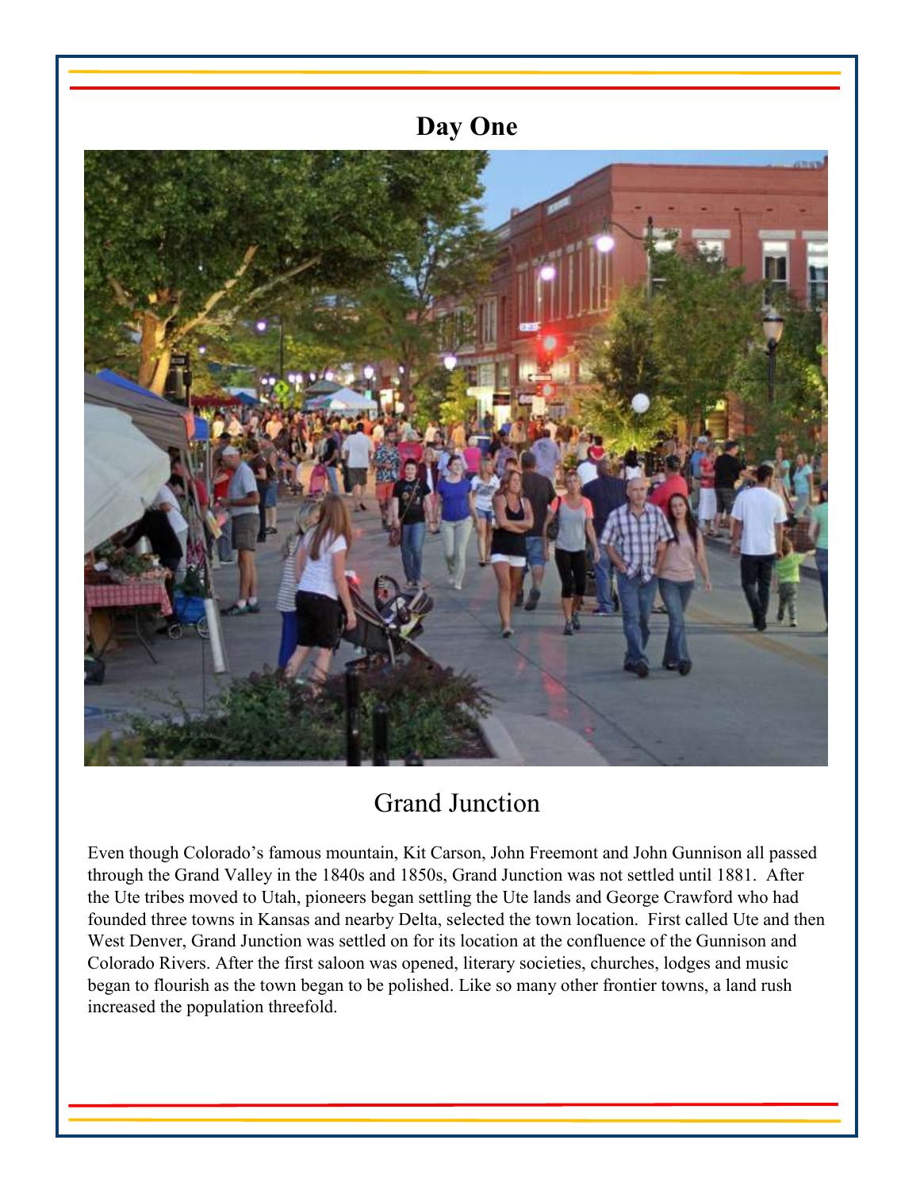# Day One

## Grand Junction

Even though Colorado's famous mountain, Kit Carson, John Freemont and John Gunnison all passed through the Grand Valley in the 1840s and 1850s, Grand Junction was not settled until 1881. After the Ute tribes moved to Utah, pioneers began settling the Ute lands and George Crawford who had founded three towns in Kansas and nearby Delta, selected the town location. First called Ute and then West Denver, Grand Junction was settled on for its location at the confluence of the Gunnison and Colorado Rivers. After the first saloon was opened, literary societies, churches, lodges and music began to flourish as the town began to be polished. Like so many other frontier towns, a land rush increased the population threefold.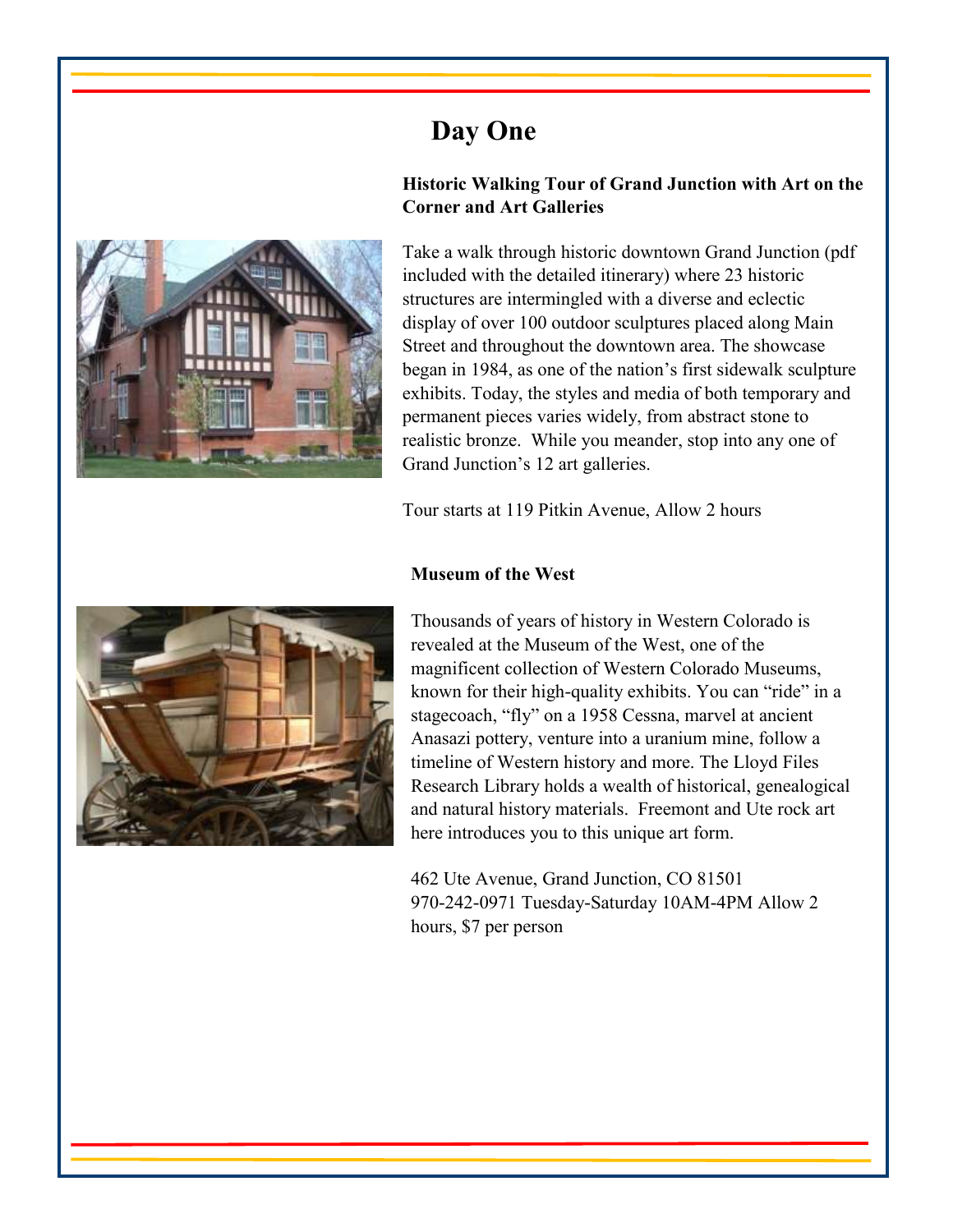# Day One

### Historic Walking Tour of Grand Junction with Art on the Corner and Art Galleries

Take a walk through historic downtown Grand Junction (pdf included with the detailed itinerary) where 23 historic structures are intermingled with a diverse and eclectic display of over 100 outdoor sculptures placed along Main Street and throughout the downtown area. The showcase began in 1984, as one of the nation's first sidewalk sculpture exhibits. Today, the styles and media of both temporary and permanent pieces varies widely, from abstract stone to realistic bronze. While you meander, stop into any one of Grand Junction's 12 art galleries.

Tour starts at 119 Pitkin Avenue, Allow 2 hours

### Museum of the West

Thousands of years of history in Western Colorado is revealed at the Museum of the West, one of the magnificent collection of Western Colorado Museums, known for their high-quality exhibits. You can "ride" in a stagecoach, "fly" on a 1958 Cessna, marvel at ancient Anasazi pottery, venture into a uranium mine, follow a timeline of Western history and more. The Lloyd Files Research Library holds a wealth of historical, genealogical and natural history materials. Freemont and Ute rock art here introduces you to this unique art form.

462 Ute Avenue, Grand Junction, CO 81501
970-242-0971 Tuesday-Saturday 10AM-4PM Allow 2 hours, $7 per person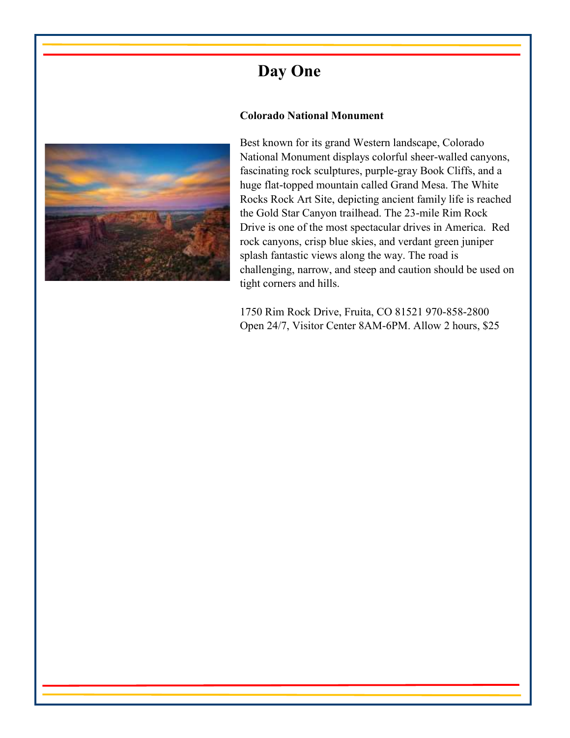# Day One

**Colorado National Monument**

Best known for its grand Western landscape, Colorado National Monument displays colorful sheer-walled canyons, fascinating rock sculptures, purple-gray Book Cliffs, and a huge flat-topped mountain called Grand Mesa. The White Rocks Rock Art Site, depicting ancient family life is reached the Gold Star Canyon trailhead. The 23-mile Rim Rock Drive is one of the most spectacular drives in America. Red rock canyons, crisp blue skies, and verdant green juniper splash fantastic views along the way. The road is challenging, narrow, and steep and caution should be used on tight corners and hills.

1750 Rim Rock Drive, Fruita, CO 81521 970-858-2800
Open 24/7, Visitor Center 8AM-6PM. Allow 2 hours, $25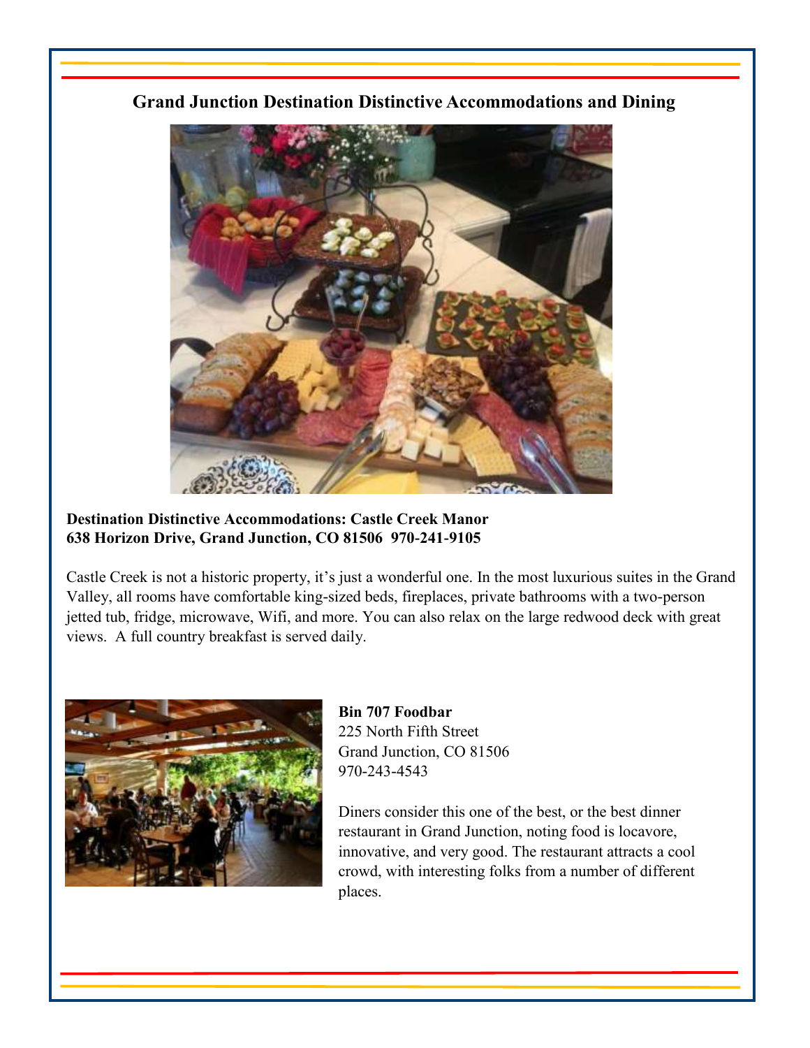## Grand Junction Destination Distinctive Accommodations and Dining

**Destination Distinctive Accommodations: Castle Creek Manor**
**638 Horizon Drive, Grand Junction, CO 81506 970-241-9105**

Castle Creek is not a historic property, it's just a wonderful one. In the most luxurious suites in the Grand Valley, all rooms have comfortable king-sized beds, fireplaces, private bathrooms with a two-person jetted tub, fridge, microwave, Wifi, and more. You can also relax on the large redwood deck with great views. A full country breakfast is served daily.

**Bin 707 Foodbar**
225 North Fifth Street
Grand Junction, CO 81506
970-243-4543

Diners consider this one of the best, or the best dinner restaurant in Grand Junction, noting food is locavore, innovative, and very good. The restaurant attracts a cool crowd, with interesting folks from a number of different places.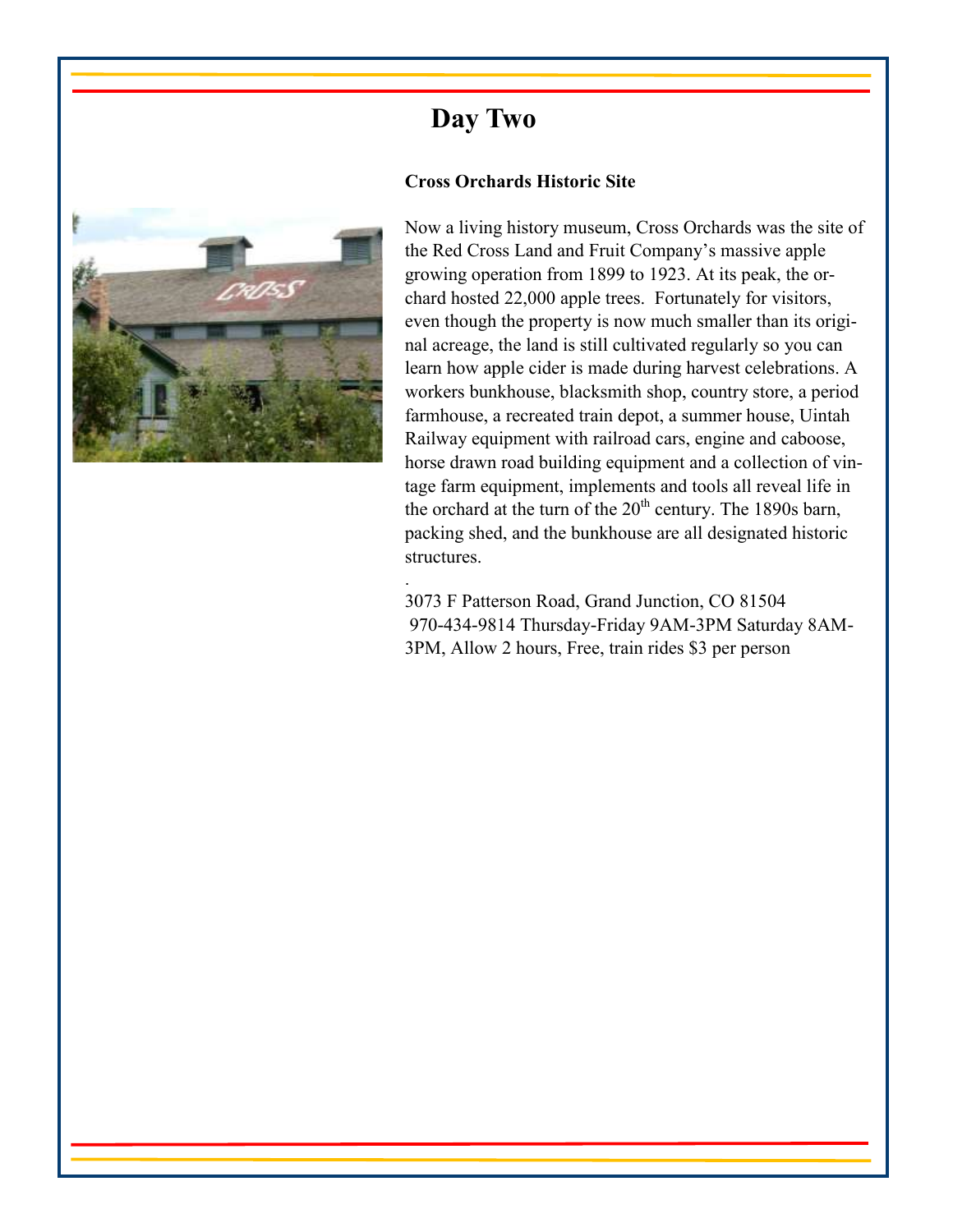# Day Two

**Cross Orchards Historic Site**

Now a living history museum, Cross Orchards was the site of the Red Cross Land and Fruit Company's massive apple growing operation from 1899 to 1923. At its peak, the orchard hosted 22,000 apple trees. Fortunately for visitors, even though the property is now much smaller than its original acreage, the land is still cultivated regularly so you can learn how apple cider is made during harvest celebrations. A workers bunkhouse, blacksmith shop, country store, a period farmhouse, a recreated train depot, a summer house, Uintah Railway equipment with railroad cars, engine and caboose, horse drawn road building equipment and a collection of vintage farm equipment, implements and tools all reveal life in the orchard at the turn of the 20th century. The 1890s barn, packing shed, and the bunkhouse are all designated historic structures.

.

3073 F Patterson Road, Grand Junction, CO 81504
970-434-9814 Thursday-Friday 9AM-3PM Saturday 8AM-3PM, Allow 2 hours, Free, train rides $3 per person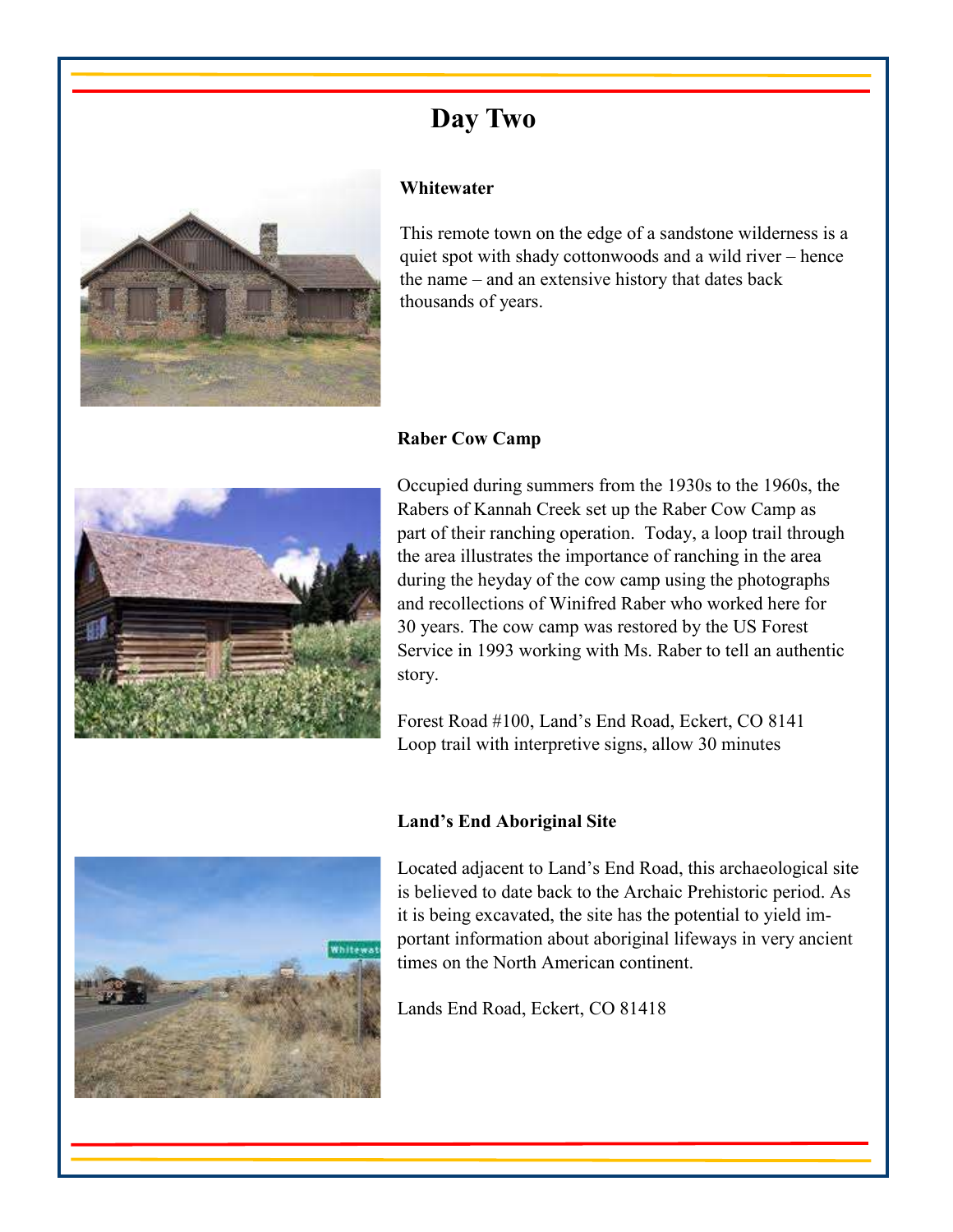# Day Two

### Whitewater

This remote town on the edge of a sandstone wilderness is a quiet spot with shady cottonwoods and a wild river – hence the name – and an extensive history that dates back thousands of years.

### Raber Cow Camp

Occupied during summers from the 1930s to the 1960s, the Rabers of Kannah Creek set up the Raber Cow Camp as part of their ranching operation. Today, a loop trail through the area illustrates the importance of ranching in the area during the heyday of the cow camp using the photographs and recollections of Winifred Raber who worked here for 30 years. The cow camp was restored by the US Forest Service in 1993 working with Ms. Raber to tell an authentic story.

Forest Road #100, Land's End Road, Eckert, CO 8141
Loop trail with interpretive signs, allow 30 minutes

### Land's End Aboriginal Site

Located adjacent to Land's End Road, this archaeological site is believed to date back to the Archaic Prehistoric period. As it is being excavated, the site has the potential to yield important information about aboriginal lifeways in very ancient times on the North American continent.

Lands End Road, Eckert, CO 81418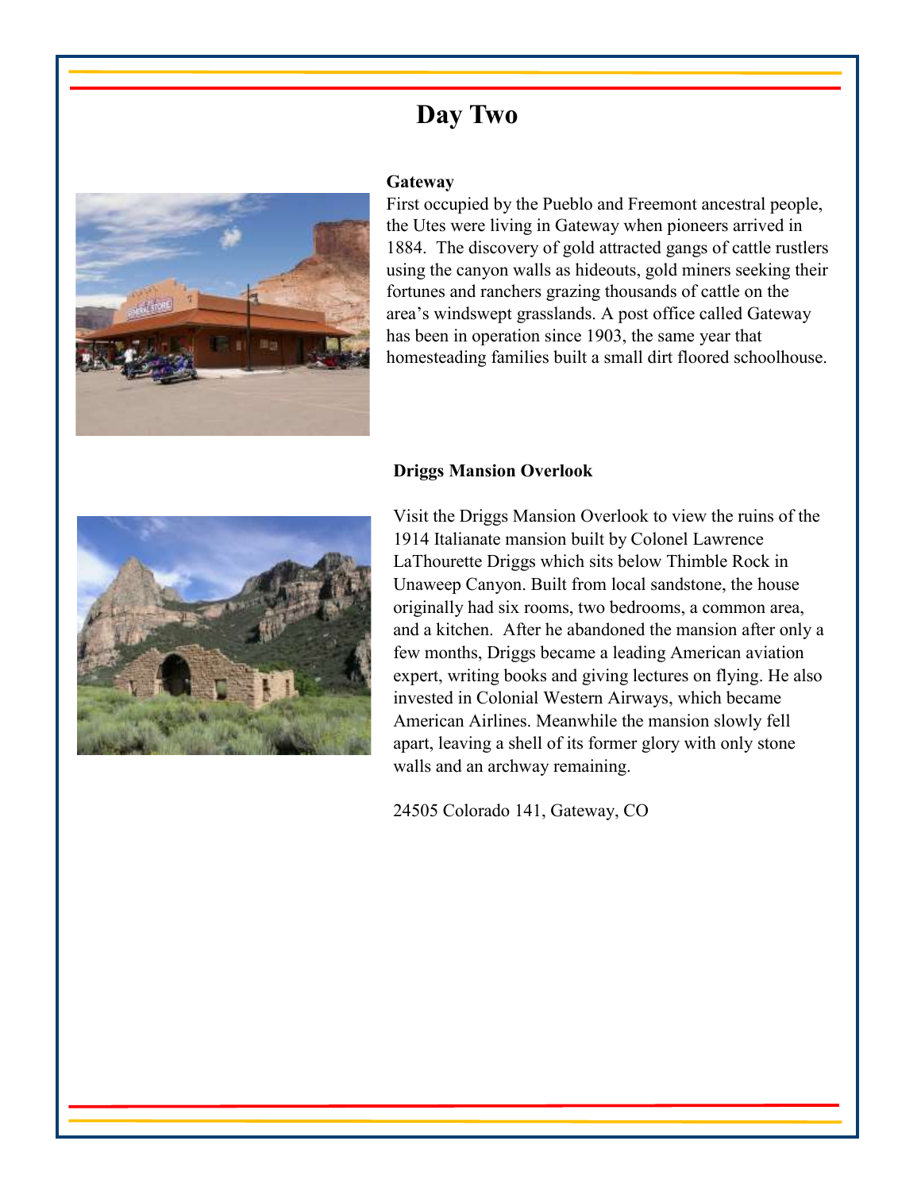# Day Two

### Gateway

First occupied by the Pueblo and Freemont ancestral people, the Utes were living in Gateway when pioneers arrived in 1884. The discovery of gold attracted gangs of cattle rustlers using the canyon walls as hideouts, gold miners seeking their fortunes and ranchers grazing thousands of cattle on the area's windswept grasslands. A post office called Gateway has been in operation since 1903, the same year that homesteading families built a small dirt floored schoolhouse.

### Driggs Mansion Overlook

Visit the Driggs Mansion Overlook to view the ruins of the 1914 Italianate mansion built by Colonel Lawrence LaThourette Driggs which sits below Thimble Rock in Unaweep Canyon. Built from local sandstone, the house originally had six rooms, two bedrooms, a common area, and a kitchen. After he abandoned the mansion after only a few months, Driggs became a leading American aviation expert, writing books and giving lectures on flying. He also invested in Colonial Western Airways, which became American Airlines. Meanwhile the mansion slowly fell apart, leaving a shell of its former glory with only stone walls and an archway remaining.

24505 Colorado 141, Gateway, CO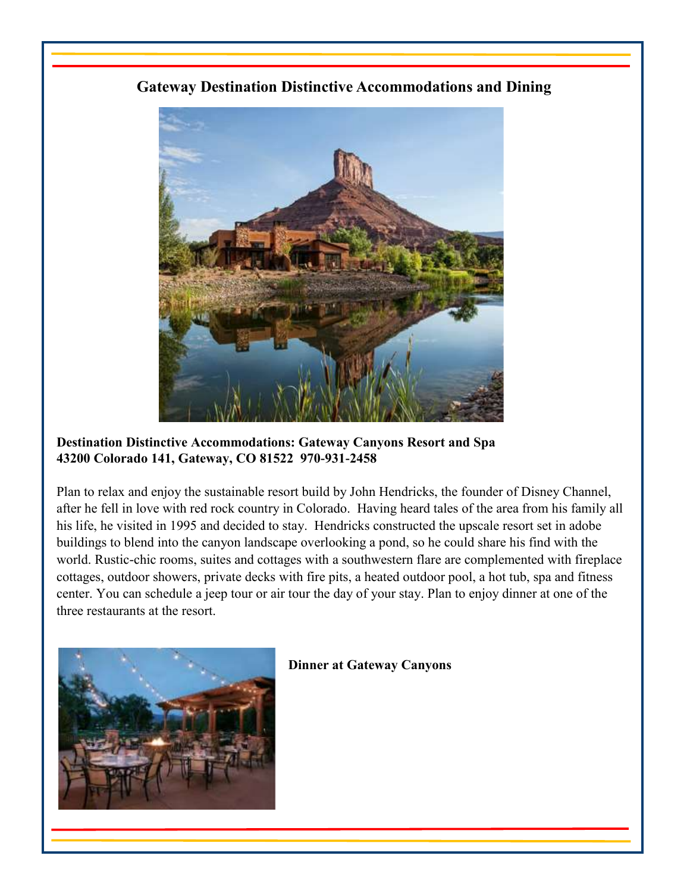## Gateway Destination Distinctive Accommodations and Dining

**Destination Distinctive Accommodations: Gateway Canyons Resort and Spa**
**43200 Colorado 141, Gateway, CO 81522 970-931-2458**

Plan to relax and enjoy the sustainable resort build by John Hendricks, the founder of Disney Channel, after he fell in love with red rock country in Colorado. Having heard tales of the area from his family all his life, he visited in 1995 and decided to stay. Hendricks constructed the upscale resort set in adobe buildings to blend into the canyon landscape overlooking a pond, so he could share his find with the world. Rustic-chic rooms, suites and cottages with a southwestern flare are complemented with fireplace cottages, outdoor showers, private decks with fire pits, a heated outdoor pool, a hot tub, spa and fitness center. You can schedule a jeep tour or air tour the day of your stay. Plan to enjoy dinner at one of the three restaurants at the resort.

**Dinner at Gateway Canyons**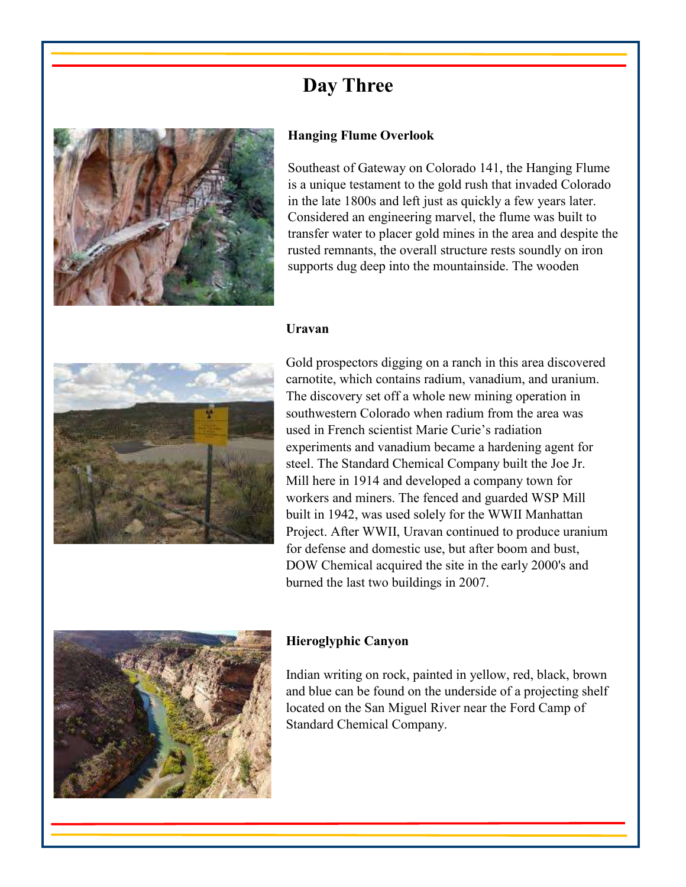# Day Three

### Hanging Flume Overlook

Southeast of Gateway on Colorado 141, the Hanging Flume is a unique testament to the gold rush that invaded Colorado in the late 1800s and left just as quickly a few years later. Considered an engineering marvel, the flume was built to transfer water to placer gold mines in the area and despite the rusted remnants, the overall structure rests soundly on iron supports dug deep into the mountainside. The wooden

### Uravan

Gold prospectors digging on a ranch in this area discovered carnotite, which contains radium, vanadium, and uranium. The discovery set off a whole new mining operation in southwestern Colorado when radium from the area was used in French scientist Marie Curie's radiation experiments and vanadium became a hardening agent for steel. The Standard Chemical Company built the Joe Jr. Mill here in 1914 and developed a company town for workers and miners. The fenced and guarded WSP Mill built in 1942, was used solely for the WWII Manhattan Project. After WWII, Uravan continued to produce uranium for defense and domestic use, but after boom and bust, DOW Chemical acquired the site in the early 2000's and burned the last two buildings in 2007.

### Hieroglyphic Canyon

Indian writing on rock, painted in yellow, red, black, brown and blue can be found on the underside of a projecting shelf located on the San Miguel River near the Ford Camp of Standard Chemical Company.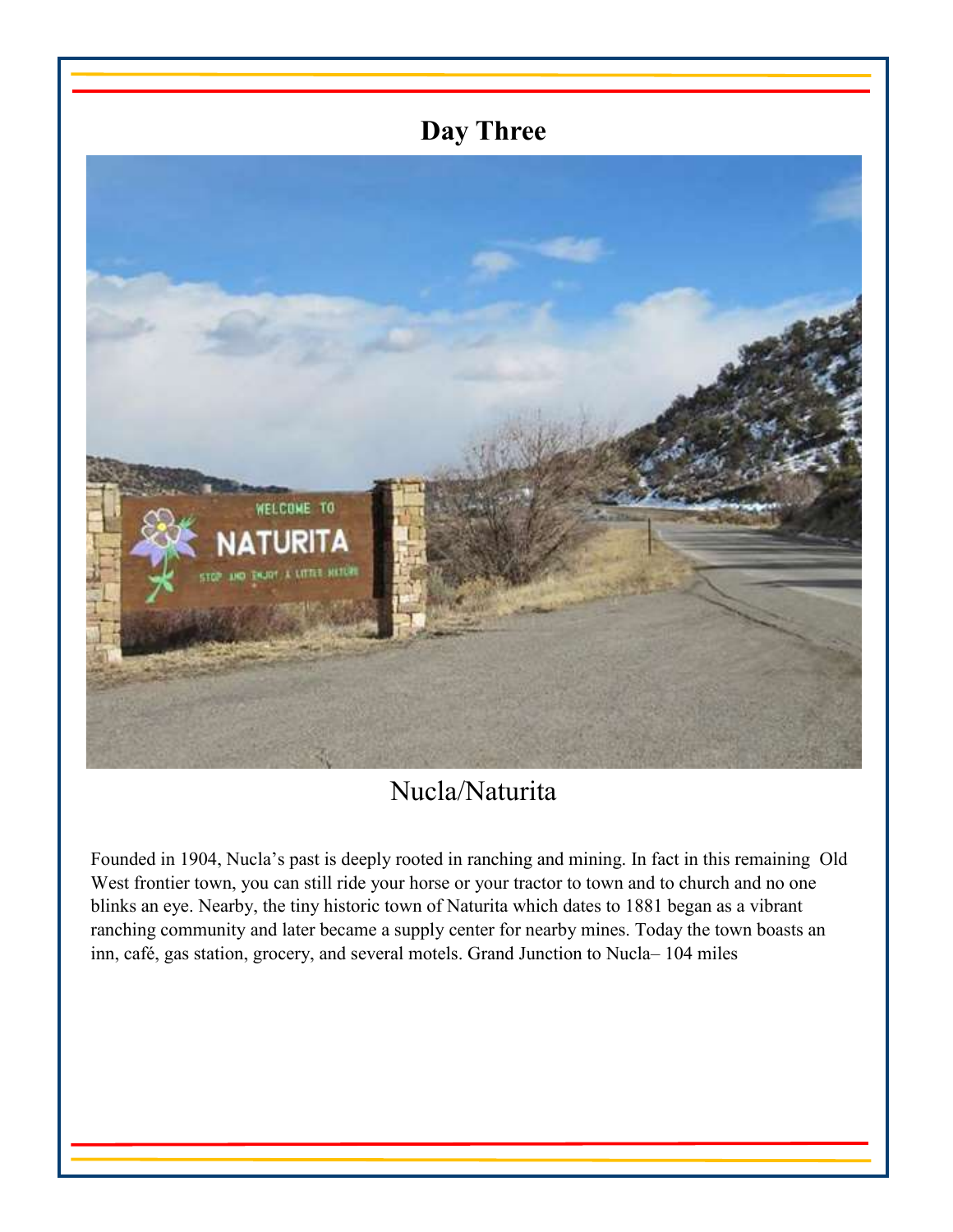# Day Three

Nucla/Naturita

Founded in 1904, Nucla's past is deeply rooted in ranching and mining. In fact in this remaining Old West frontier town, you can still ride your horse or your tractor to town and to church and no one blinks an eye. Nearby, the tiny historic town of Naturita which dates to 1881 began as a vibrant ranching community and later became a supply center for nearby mines. Today the town boasts an inn, café, gas station, grocery, and several motels. Grand Junction to Nucla– 104 miles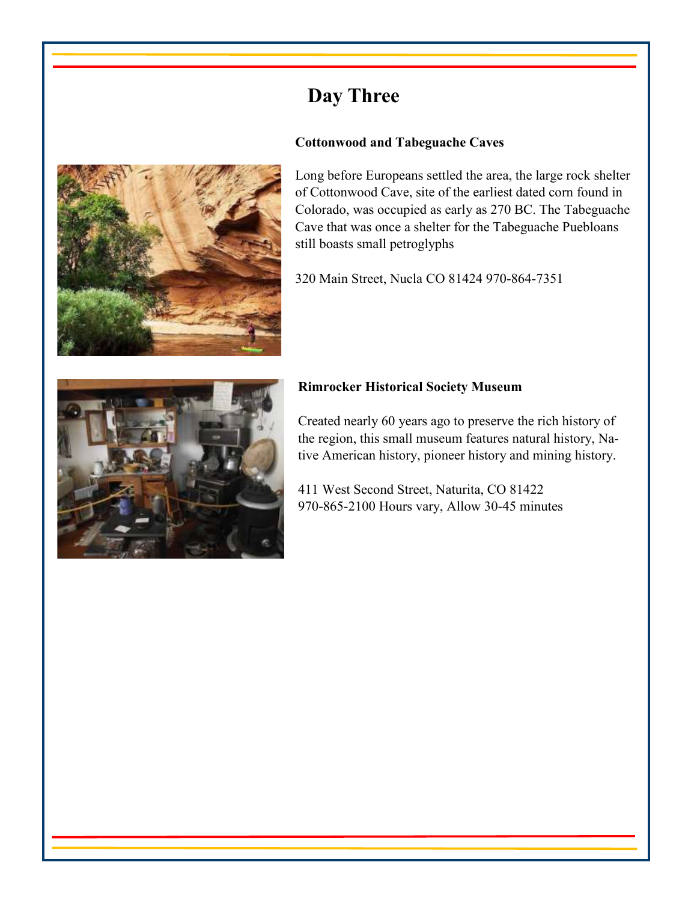# Day Three

**Cottonwood and Tabeguache Caves**

Long before Europeans settled the area, the large rock shelter of Cottonwood Cave, site of the earliest dated corn found in Colorado, was occupied as early as 270 BC. The Tabeguache Cave that was once a shelter for the Tabeguache Puebloans still boasts small petroglyphs

320 Main Street, Nucla CO 81424 970-864-7351

**Rimrocker Historical Society Museum**

Created nearly 60 years ago to preserve the rich history of the region, this small museum features natural history, Native American history, pioneer history and mining history.

411 West Second Street, Naturita, CO 81422
970-865-2100 Hours vary, Allow 30-45 minutes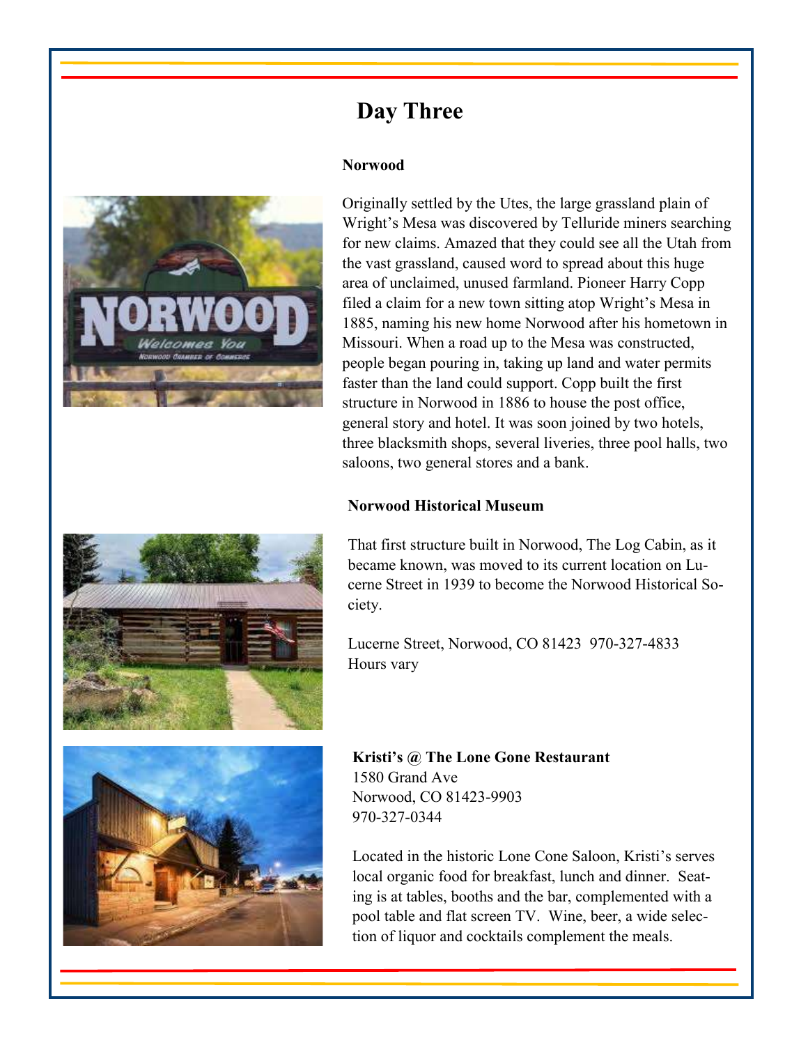# Day Three

**Norwood**

Originally settled by the Utes, the large grassland plain of Wright's Mesa was discovered by Telluride miners searching for new claims. Amazed that they could see all the Utah from the vast grassland, caused word to spread about this huge area of unclaimed, unused farmland. Pioneer Harry Copp filed a claim for a new town sitting atop Wright's Mesa in 1885, naming his new home Norwood after his hometown in Missouri. When a road up to the Mesa was constructed, people began pouring in, taking up land and water permits faster than the land could support. Copp built the first structure in Norwood in 1886 to house the post office, general story and hotel. It was soon joined by two hotels, three blacksmith shops, several liveries, three pool halls, two saloons, two general stores and a bank.

**Norwood Historical Museum**

That first structure built in Norwood, The Log Cabin, as it became known, was moved to its current location on Lucerne Street in 1939 to become the Norwood Historical Society.

Lucerne Street, Norwood, CO 81423 970-327-4833
Hours vary

**Kristi's @ The Lone Gone Restaurant**
1580 Grand Ave
Norwood, CO 81423-9903
970-327-0344

Located in the historic Lone Cone Saloon, Kristi's serves local organic food for breakfast, lunch and dinner. Seating is at tables, booths and the bar, complemented with a pool table and flat screen TV. Wine, beer, a wide selection of liquor and cocktails complement the meals.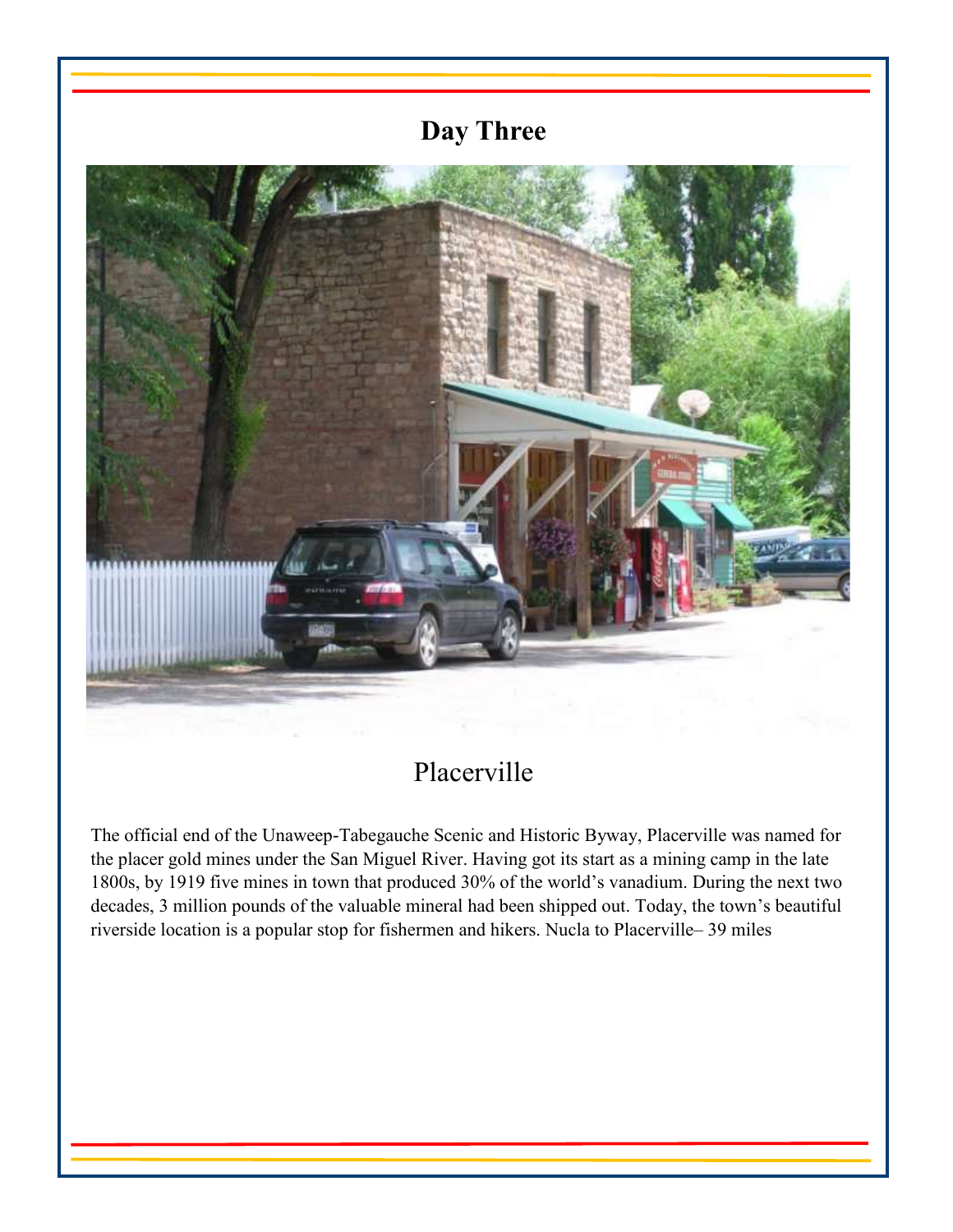# Day Three

## Placerville

The official end of the Unaweep-Tabegauche Scenic and Historic Byway, Placerville was named for the placer gold mines under the San Miguel River. Having got its start as a mining camp in the late 1800s, by 1919 five mines in town that produced 30% of the world's vanadium. During the next two decades, 3 million pounds of the valuable mineral had been shipped out. Today, the town's beautiful riverside location is a popular stop for fishermen and hikers. Nucla to Placerville– 39 miles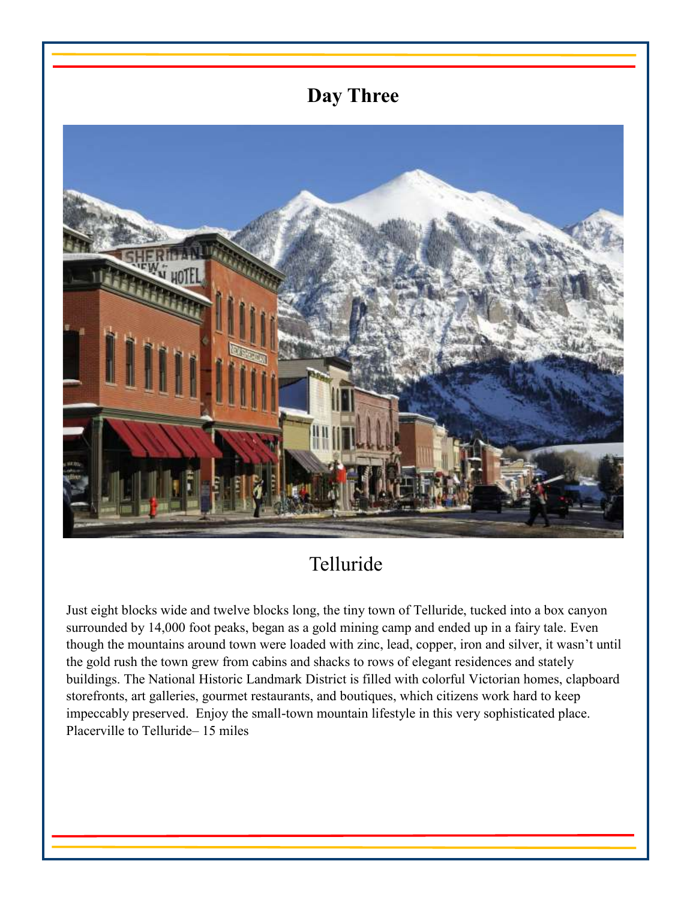# Day Three

## Telluride

Just eight blocks wide and twelve blocks long, the tiny town of Telluride, tucked into a box canyon surrounded by 14,000 foot peaks, began as a gold mining camp and ended up in a fairy tale. Even though the mountains around town were loaded with zinc, lead, copper, iron and silver, it wasn't until the gold rush the town grew from cabins and shacks to rows of elegant residences and stately buildings. The National Historic Landmark District is filled with colorful Victorian homes, clapboard storefronts, art galleries, gourmet restaurants, and boutiques, which citizens work hard to keep impeccably preserved. Enjoy the small-town mountain lifestyle in this very sophisticated place. Placerville to Telluride– 15 miles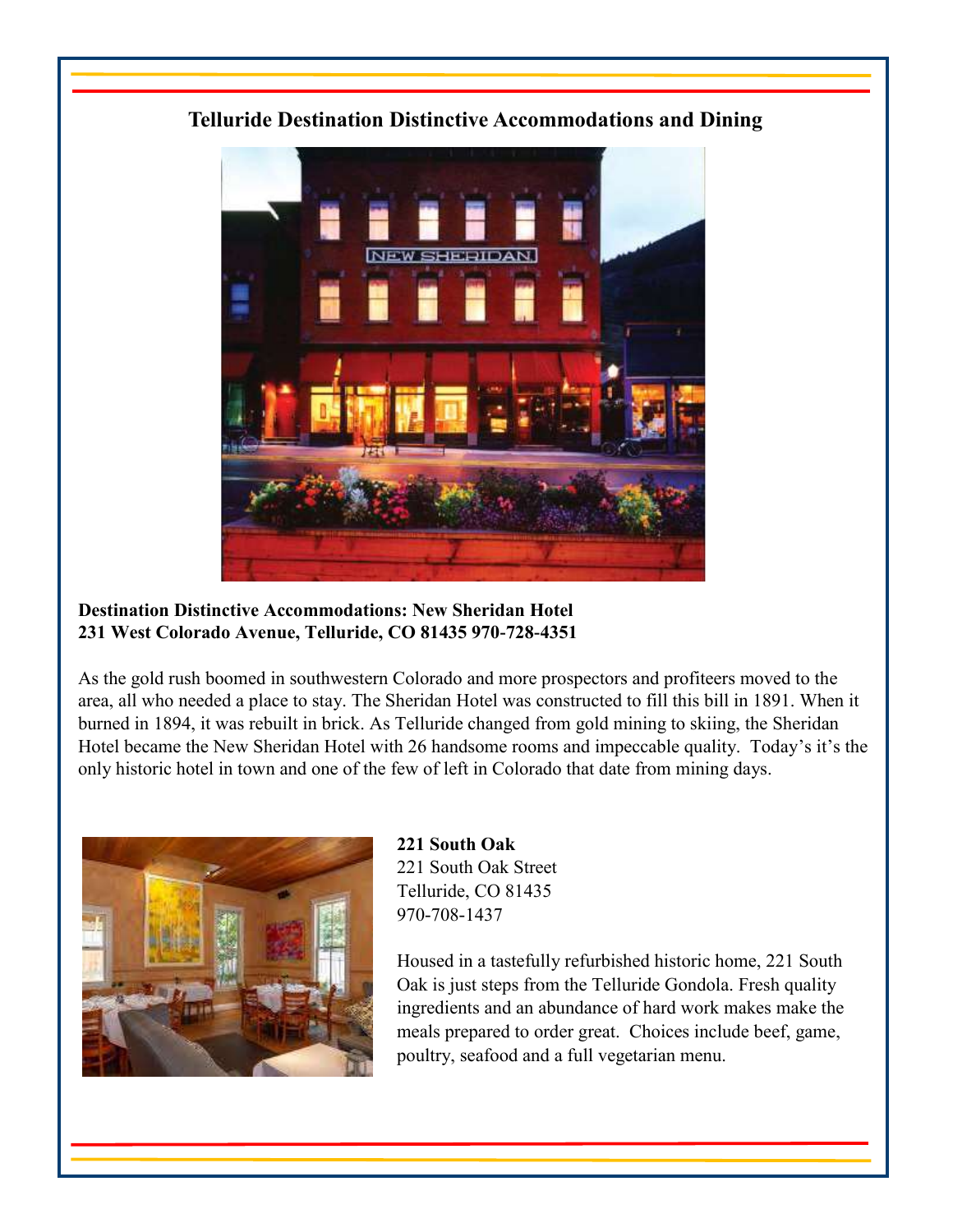# Telluride Destination Distinctive Accommodations and Dining

**Destination Distinctive Accommodations: New Sheridan Hotel**
**231 West Colorado Avenue, Telluride, CO 81435 970-728-4351**

As the gold rush boomed in southwestern Colorado and more prospectors and profiteers moved to the area, all who needed a place to stay. The Sheridan Hotel was constructed to fill this bill in 1891. When it burned in 1894, it was rebuilt in brick. As Telluride changed from gold mining to skiing, the Sheridan Hotel became the New Sheridan Hotel with 26 handsome rooms and impeccable quality. Today's it's the only historic hotel in town and one of the few of left in Colorado that date from mining days.

**221 South Oak**
221 South Oak Street
Telluride, CO 81435
970-708-1437

Housed in a tastefully refurbished historic home, 221 South Oak is just steps from the Telluride Gondola. Fresh quality ingredients and an abundance of hard work makes make the meals prepared to order great. Choices include beef, game, poultry, seafood and a full vegetarian menu.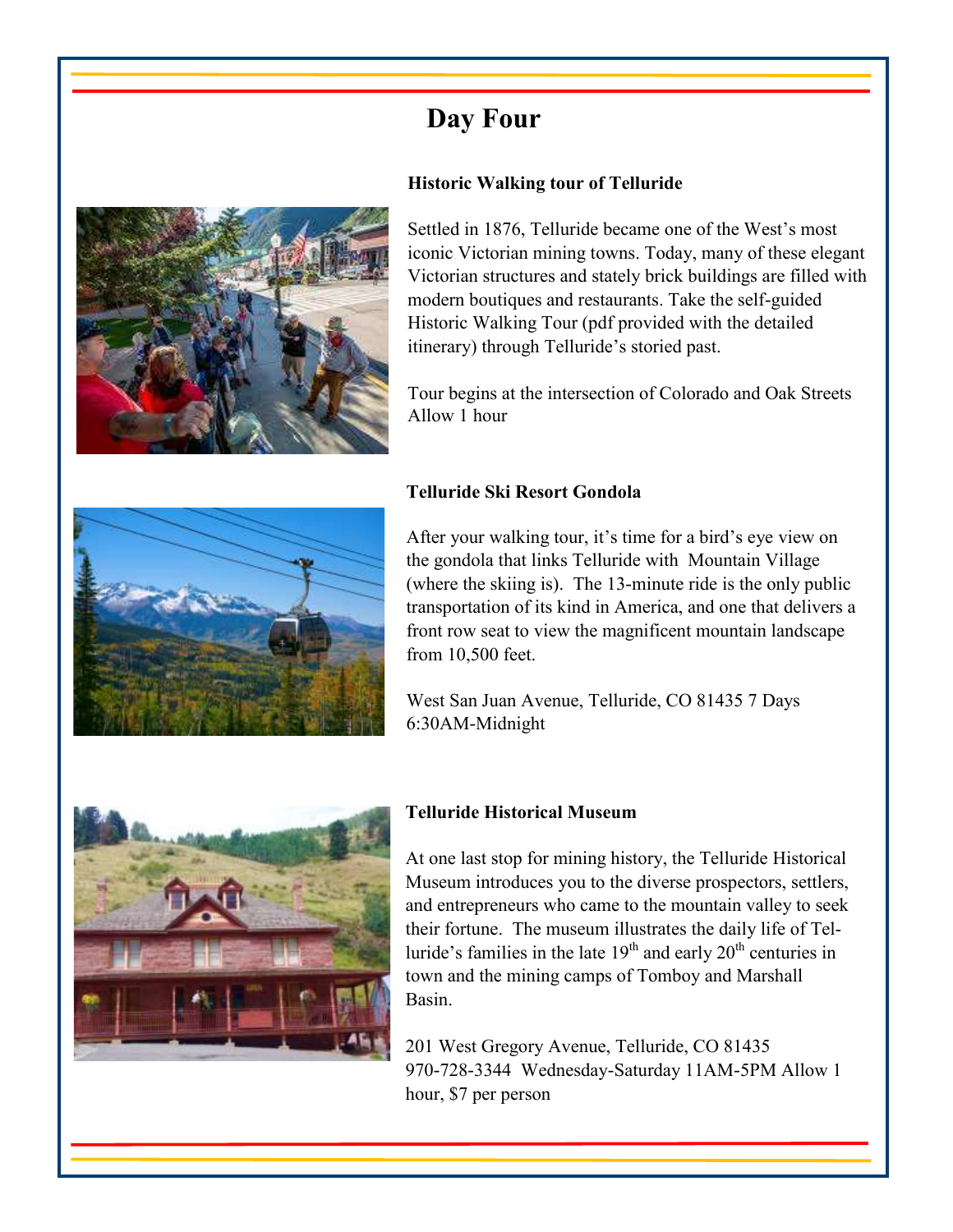# Day Four

### Historic Walking tour of Telluride

Settled in 1876, Telluride became one of the West's most iconic Victorian mining towns. Today, many of these elegant Victorian structures and stately brick buildings are filled with modern boutiques and restaurants. Take the self-guided Historic Walking Tour (pdf provided with the detailed itinerary) through Telluride's storied past.

Tour begins at the intersection of Colorado and Oak Streets
Allow 1 hour

### Telluride Ski Resort Gondola

After your walking tour, it's time for a bird's eye view on the gondola that links Telluride with Mountain Village (where the skiing is). The 13-minute ride is the only public transportation of its kind in America, and one that delivers a front row seat to view the magnificent mountain landscape from 10,500 feet.

West San Juan Avenue, Telluride, CO 81435 7 Days 6:30AM-Midnight

### Telluride Historical Museum

At one last stop for mining history, the Telluride Historical Museum introduces you to the diverse prospectors, settlers, and entrepreneurs who came to the mountain valley to seek their fortune. The museum illustrates the daily life of Telluride's families in the late 19th and early 20th centuries in town and the mining camps of Tomboy and Marshall Basin.

201 West Gregory Avenue, Telluride, CO 81435
970-728-3344 Wednesday-Saturday 11AM-5PM Allow 1 hour, $7 per person